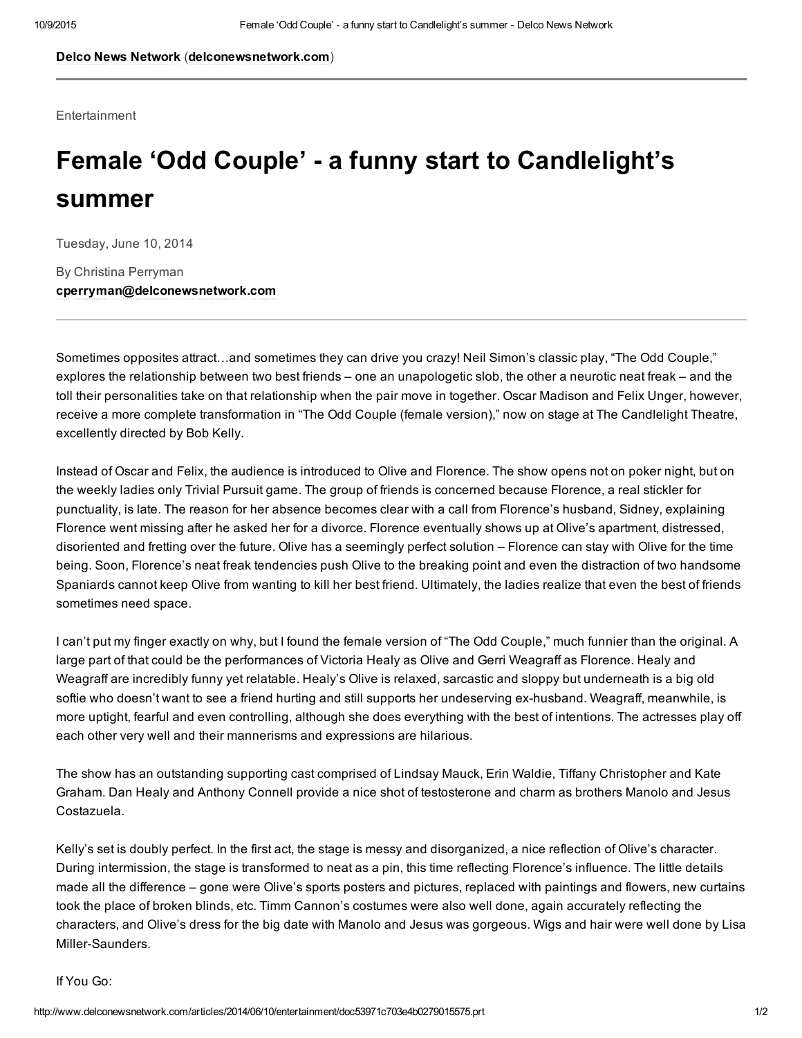Delco News Network (delconewsnetwork.com)

Entertainment

# Female 'Odd Couple' - a funny start to Candlelight's summer

Tuesday, June 10, 2014

By Christina Perryman
**cperryman@delconewsnetwork.com**

---

Sometimes opposites attract…and sometimes they can drive you crazy! Neil Simon's classic play, "The Odd Couple," explores the relationship between two best friends – one an unapologetic slob, the other a neurotic neat freak – and the toll their personalities take on that relationship when the pair move in together. Oscar Madison and Felix Unger, however, receive a more complete transformation in "The Odd Couple (female version)," now on stage at The Candlelight Theatre, excellently directed by Bob Kelly.

Instead of Oscar and Felix, the audience is introduced to Olive and Florence. The show opens not on poker night, but on the weekly ladies only Trivial Pursuit game. The group of friends is concerned because Florence, a real stickler for punctuality, is late. The reason for her absence becomes clear with a call from Florence's husband, Sidney, explaining Florence went missing after he asked her for a divorce. Florence eventually shows up at Olive's apartment, distressed, disoriented and fretting over the future. Olive has a seemingly perfect solution – Florence can stay with Olive for the time being. Soon, Florence's neat freak tendencies push Olive to the breaking point and even the distraction of two handsome Spaniards cannot keep Olive from wanting to kill her best friend. Ultimately, the ladies realize that even the best of friends sometimes need space.

I can't put my finger exactly on why, but I found the female version of "The Odd Couple," much funnier than the original. A large part of that could be the performances of Victoria Healy as Olive and Gerri Weagraff as Florence. Healy and Weagraff are incredibly funny yet relatable. Healy's Olive is relaxed, sarcastic and sloppy but underneath is a big old softie who doesn't want to see a friend hurting and still supports her undeserving ex-husband. Weagraff, meanwhile, is more uptight, fearful and even controlling, although she does everything with the best of intentions. The actresses play off each other very well and their mannerisms and expressions are hilarious.

The show has an outstanding supporting cast comprised of Lindsay Mauck, Erin Waldie, Tiffany Christopher and Kate Graham. Dan Healy and Anthony Connell provide a nice shot of testosterone and charm as brothers Manolo and Jesus Costazuela.

Kelly's set is doubly perfect. In the first act, the stage is messy and disorganized, a nice reflection of Olive's character. During intermission, the stage is transformed to neat as a pin, this time reflecting Florence's influence. The little details made all the difference – gone were Olive's sports posters and pictures, replaced with paintings and flowers, new curtains took the place of broken blinds, etc. Timm Cannon's costumes were also well done, again accurately reflecting the characters, and Olive's dress for the big date with Manolo and Jesus was gorgeous. Wigs and hair were well done by Lisa Miller-Saunders.

If You Go: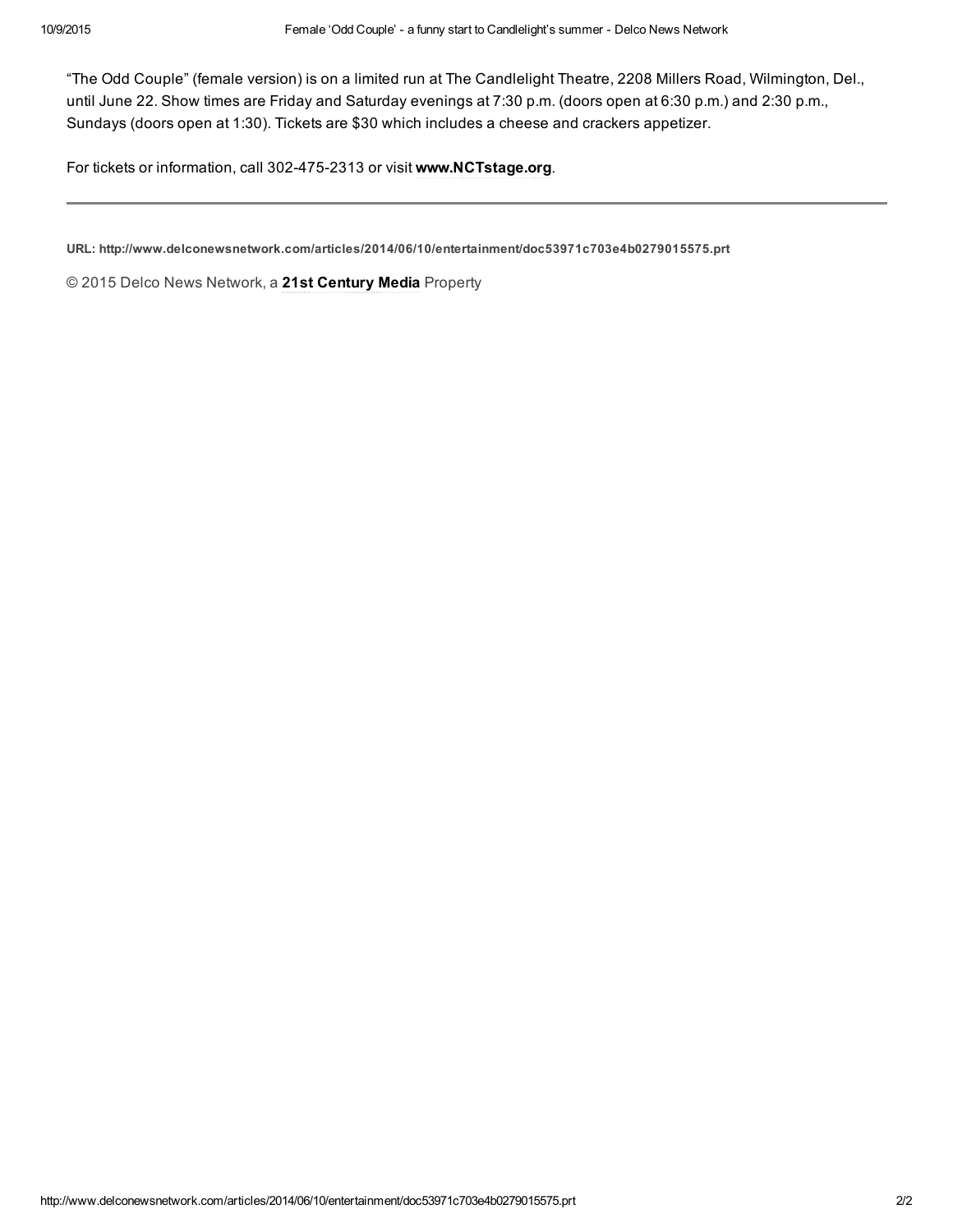“The Odd Couple” (female version) is on a limited run at The Candlelight Theatre, 2208 Millers Road, Wilmington, Del., until June 22. Show times are Friday and Saturday evenings at 7:30 p.m. (doors open at 6:30 p.m.) and 2:30 p.m., Sundays (doors open at 1:30). Tickets are $30 which includes a cheese and crackers appetizer.

For tickets or information, call 302-475-2313 or visit **www.NCTstage.org**.

---

**URL: http://www.delconewsnetwork.com/articles/2014/06/10/entertainment/doc53971c703e4b0279015575.prt**

© 2015 Delco News Network, a **21st Century Media** Property